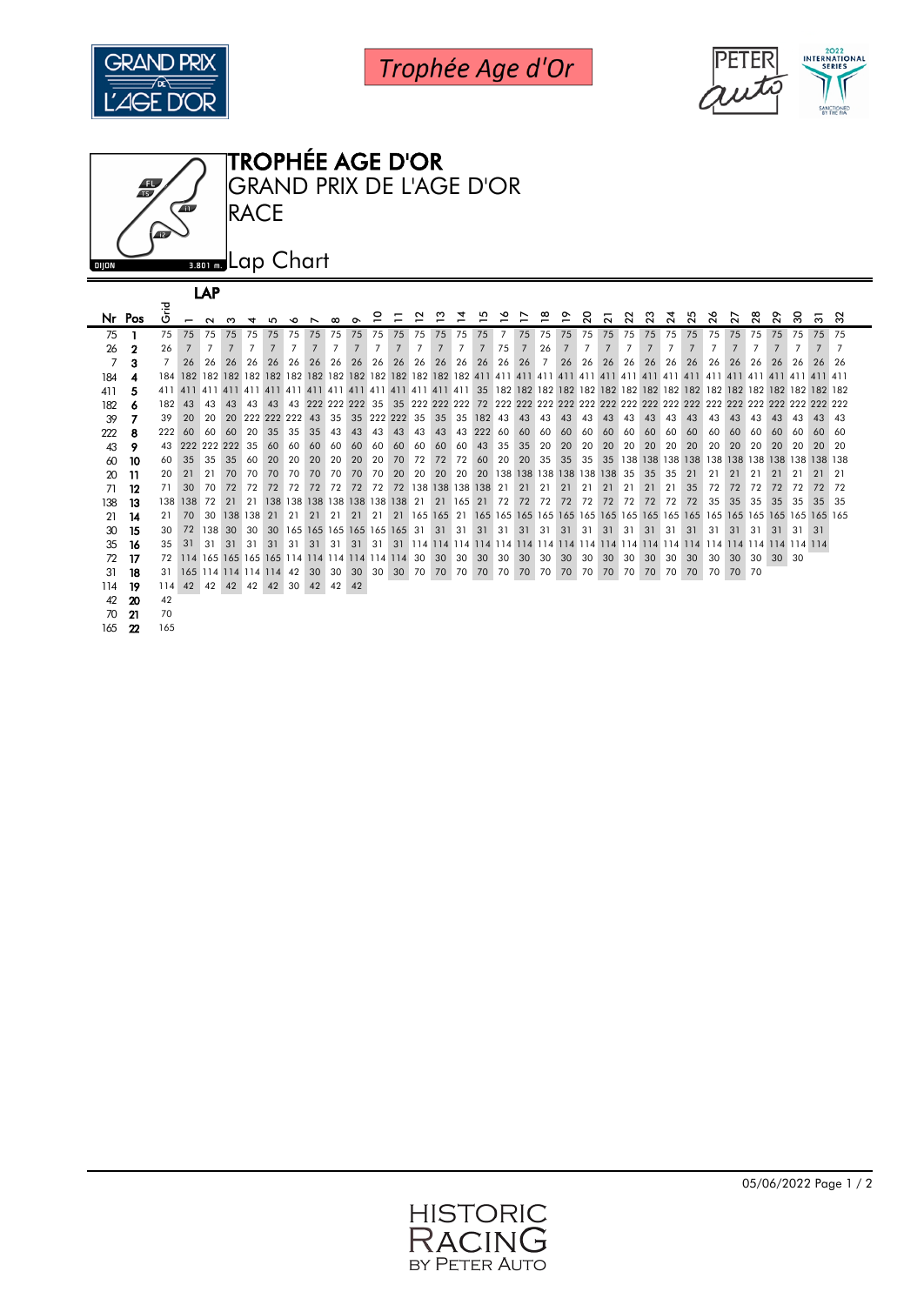# Trophée Age d'Or

## TROPHÉE AGE D'OR
## GRAND PRIX DE L'AGE D'OR
## RACE

DIJON 3.801 m.

## Lap Chart

| Nr | Pos | Grid | 1 | 2 | 3 | 4 | 5 | 6 | 7 | 8 | 9 | 10 | 11 | 12 | 13 | 14 | 15 | 16 | 17 | 18 | 19 | 20 | 21 | 22 | 23 | 24 | 25 | 26 | 27 | 28 | 29 | 30 | 31 | 32 |
|---|---|---|---|---|---|---|---|---|---|---|---|---|---|---|---|---|---|---|---|---|---|---|---|---|---|---|---|---|---|---|---|---|---|---|
| 75 | 1 | 75 | 75 | 75 | 75 | 75 | 75 | 75 | 75 | 75 | 75 | 75 | 75 | 75 | 75 | 75 | 75 | 7 | 75 | 75 | 75 | 75 | 75 | 75 | 75 | 75 | 75 | 75 | 75 | 75 | 75 | 75 | 75 | 75 |
| 26 | 2 | 26 | 7 | 7 | 7 | 7 | 7 | 7 | 7 | 7 | 7 | 7 | 7 | 7 | 7 | 7 | 7 | 75 | 7 | 26 | 7 | 7 | 7 | 7 | 7 | 7 | 7 | 7 | 7 | 7 | 7 | 7 | 7 | 7 |
| 7 | 3 | 7 | 26 | 26 | 26 | 26 | 26 | 26 | 26 | 26 | 26 | 26 | 26 | 26 | 26 | 26 | 26 | 26 | 26 | 7 | 26 | 26 | 26 | 26 | 26 | 26 | 26 | 26 | 26 | 26 | 26 | 26 | 26 | 26 |
| 184 | 4 | 184 | 182 | 182 | 182 | 182 | 182 | 182 | 182 | 182 | 182 | 182 | 182 | 182 | 182 | 182 | 411 | 411 | 411 | 411 | 411 | 411 | 411 | 411 | 411 | 411 | 411 | 411 | 411 | 411 | 411 | 411 | 411 | 411 |
| 411 | 5 | 411 | 411 | 411 | 411 | 411 | 411 | 411 | 411 | 411 | 411 | 411 | 411 | 411 | 411 | 411 | 35 | 182 | 182 | 182 | 182 | 182 | 182 | 182 | 182 | 182 | 182 | 182 | 182 | 182 | 182 | 182 | 182 | 182 |
| 182 | 6 | 182 | 43 | 43 | 43 | 43 | 43 | 43 | 222 | 222 | 222 | 35 | 35 | 222 | 222 | 222 | 72 | 222 | 222 | 222 | 222 | 222 | 222 | 222 | 222 | 222 | 222 | 222 | 222 | 222 | 222 | 222 | 222 | 222 |
| 39 | 7 | 39 | 20 | 20 | 20 | 222 | 222 | 222 | 43 | 35 | 35 | 222 | 222 | 35 | 35 | 35 | 182 | 43 | 43 | 43 | 43 | 43 | 43 | 43 | 43 | 43 | 43 | 43 | 43 | 43 | 43 | 43 | 43 | 43 |
| 222 | 8 | 222 | 60 | 60 | 60 | 20 | 35 | 35 | 35 | 43 | 43 | 43 | 43 | 43 | 43 | 43 | 222 | 60 | 60 | 60 | 60 | 60 | 60 | 60 | 60 | 60 | 60 | 60 | 60 | 60 | 60 | 60 | 60 | 60 |
| 43 | 9 | 43 | 222 | 222 | 222 | 35 | 60 | 60 | 60 | 60 | 60 | 60 | 60 | 60 | 60 | 60 | 43 | 35 | 35 | 20 | 20 | 20 | 20 | 20 | 20 | 20 | 20 | 20 | 20 | 20 | 20 | 20 | 20 | 20 |
| 60 | 10 | 60 | 35 | 35 | 35 | 60 | 20 | 20 | 20 | 20 | 20 | 20 | 70 | 72 | 72 | 72 | 60 | 20 | 20 | 35 | 35 | 35 | 35 | 138 | 138 | 138 | 138 | 138 | 138 | 138 | 138 | 138 | 138 | 138 |
| 20 | 11 | 20 | 21 | 21 | 70 | 70 | 70 | 70 | 70 | 70 | 70 | 70 | 20 | 20 | 20 | 20 | 20 | 138 | 138 | 138 | 138 | 138 | 138 | 35 | 35 | 35 | 21 | 21 | 21 | 21 | 21 | 21 | 21 | 21 |
| 71 | 12 | 71 | 30 | 70 | 72 | 72 | 72 | 72 | 72 | 72 | 72 | 72 | 72 | 138 | 138 | 138 | 138 | 21 | 21 | 21 | 21 | 21 | 21 | 21 | 21 | 21 | 35 | 72 | 72 | 72 | 72 | 72 | 72 | 72 |
| 138 | 13 | 138 | 138 | 72 | 21 | 21 | 138 | 138 | 138 | 138 | 138 | 138 | 138 | 21 | 21 | 165 | 21 | 72 | 72 | 72 | 72 | 72 | 72 | 72 | 72 | 72 | 72 | 35 | 35 | 35 | 35 | 35 | 35 | 35 |
| 21 | 14 | 21 | 70 | 30 | 138 | 138 | 21 | 21 | 21 | 21 | 21 | 21 | 21 | 165 | 165 | 21 | 165 | 165 | 165 | 165 | 165 | 165 | 165 | 165 | 165 | 165 | 165 | 165 | 165 | 165 | 165 | 165 | 165 | 165 |
| 30 | 15 | 30 | 72 | 138 | 30 | 30 | 30 | 165 | 165 | 165 | 165 | 165 | 165 | 31 | 31 | 31 | 31 | 31 | 31 | 31 | 31 | 31 | 31 | 31 | 31 | 31 | 31 | 31 | 31 | 31 | 31 | 31 | 31 | |
| 35 | 16 | 35 | 31 | 31 | 31 | 31 | 31 | 31 | 31 | 31 | 31 | 31 | 31 | 114 | 114 | 114 | 114 | 114 | 114 | 114 | 114 | 114 | 114 | 114 | 114 | 114 | 114 | 114 | 114 | 114 | 114 | 114 | 114 | |
| 72 | 17 | 72 | 114 | 165 | 165 | 165 | 165 | 114 | 114 | 114 | 114 | 114 | 114 | 30 | 30 | 30 | 30 | 30 | 30 | 30 | 30 | 30 | 30 | 30 | 30 | 30 | 30 | 30 | 30 | 30 | 30 | 30 | | |
| 31 | 18 | 31 | 165 | 114 | 114 | 114 | 114 | 42 | 30 | 30 | 30 | 30 | 30 | 70 | 70 | 70 | 70 | 70 | 70 | 70 | 70 | 70 | 70 | 70 | 70 | 70 | 70 | 70 | 70 | 70 | | | | |
| 114 | 19 | 114 | 42 | 42 | 42 | 42 | 42 | 30 | 42 | 42 | 42 | | | | | | | | | | | | | | | | | | | | | | | |
| 42 | 20 | 42 | | | | | | | | | | | | | | | | | | | | | | | | | | | | | | | | |
| 70 | 21 | 70 | | | | | | | | | | | | | | | | | | | | | | | | | | | | | | | | |
| 165 | 22 | 165 | | | | | | | | | | | | | | | | | | | | | | | | | | | | | | | | |

05/06/2022

HISTORIC RACING BY PETER AUTO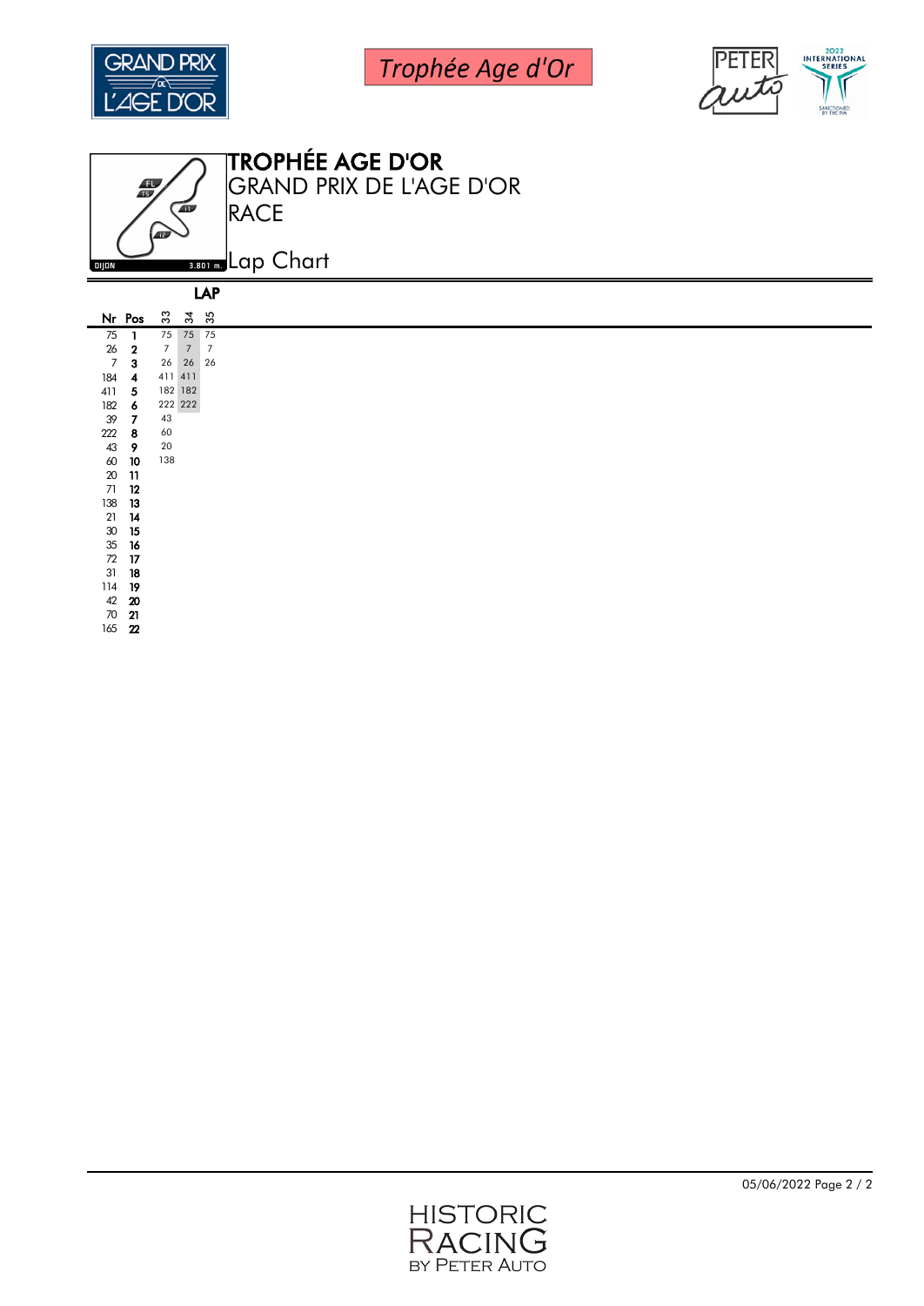Trophée Age d'Or

# TROPHÉE AGE D'OR

## GRAND PRIX DE L'AGE D'OR

## RACE

## Lap Chart

DIJON 3.801 m.

| | | LAP | | |
|---|---|---|---|---|
| Nr | Pos | 33 | 34 | 35 |
| 75 | 1 | 75 | 75 | 75 |
| 26 | 2 | 7 | 7 | 7 |
| 7 | 3 | 26 | 26 | 26 |
| 184 | 4 | 411 | 411 | |
| 411 | 5 | 182 | 182 | |
| 182 | 6 | 222 | 222 | |
| 39 | 7 | 43 | | |
| 222 | 8 | 60 | | |
| 43 | 9 | 20 | | |
| 60 | 10 | 138 | | |
| 20 | 11 | | | |
| 71 | 12 | | | |
| 138 | 13 | | | |
| 21 | 14 | | | |
| 30 | 15 | | | |
| 35 | 16 | | | |
| 72 | 17 | | | |
| 31 | 18 | | | |
| 114 | 19 | | | |
| 42 | 20 | | | |
| 70 | 21 | | | |
| 165 | 22 | | | |

05/06/2022

HISTORIC RACING BY PETER AUTO